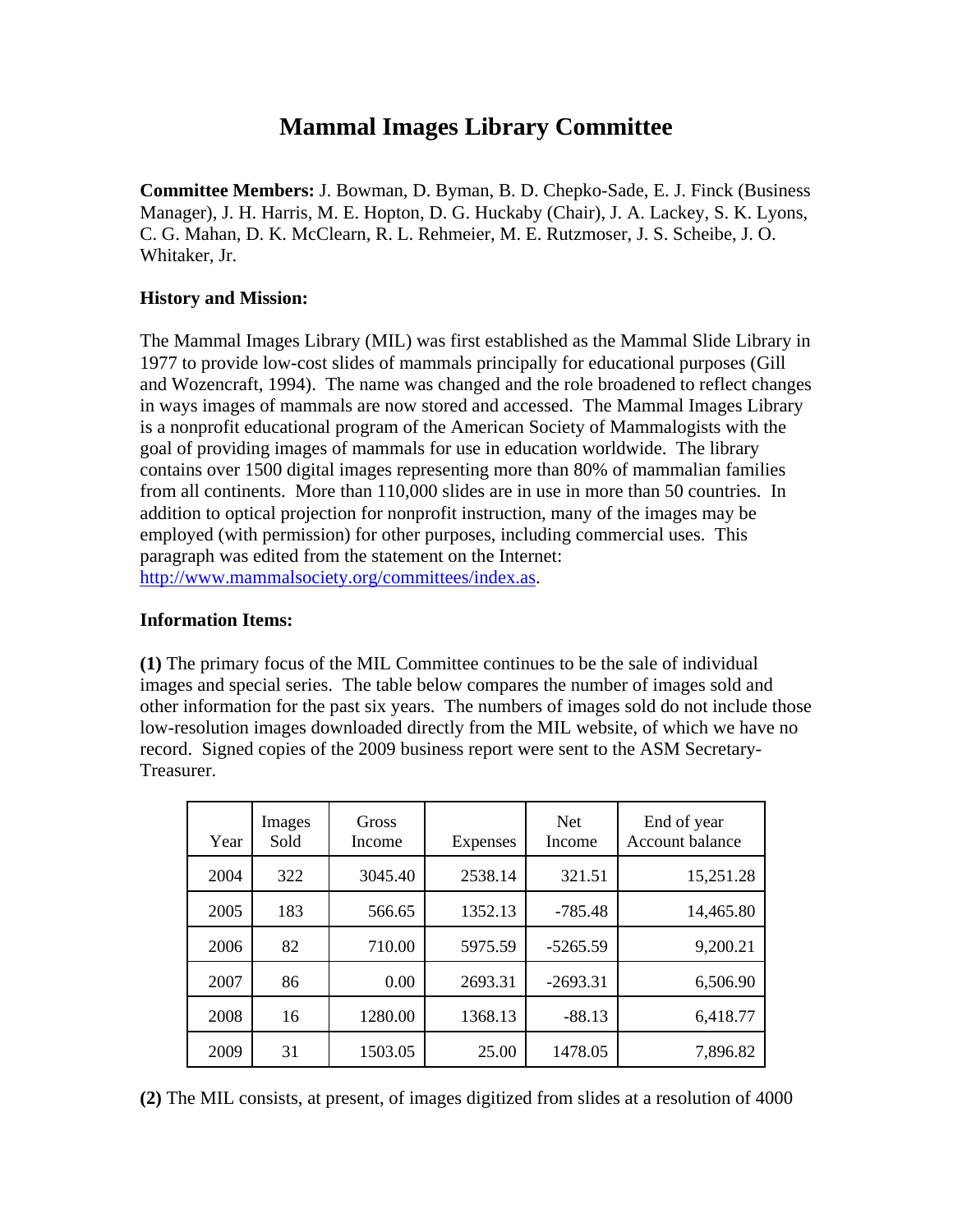# Mammal Images Library Committee

**Committee Members:** J. Bowman, D. Byman, B. D. Chepko-Sade, E. J. Finck (Business Manager), J. H. Harris, M. E. Hopton, D. G. Huckaby (Chair), J. A. Lackey, S. K. Lyons, C. G. Mahan, D. K. McClearn, R. L. Rehmeier, M. E. Rutzmoser, J. S. Scheibe, J. O. Whitaker, Jr.

**History and Mission:**

The Mammal Images Library (MIL) was first established as the Mammal Slide Library in 1977 to provide low-cost slides of mammals principally for educational purposes (Gill and Wozencraft, 1994). The name was changed and the role broadened to reflect changes in ways images of mammals are now stored and accessed. The Mammal Images Library is a nonprofit educational program of the American Society of Mammalogists with the goal of providing images of mammals for use in education worldwide. The library contains over 1500 digital images representing more than 80% of mammalian families from all continents. More than 110,000 slides are in use in more than 50 countries. In addition to optical projection for nonprofit instruction, many of the images may be employed (with permission) for other purposes, including commercial uses. This paragraph was edited from the statement on the Internet: http://www.mammalsociety.org/committees/index.as.

**Information Items:**

**(1)** The primary focus of the MIL Committee continues to be the sale of individual images and special series. The table below compares the number of images sold and other information for the past six years. The numbers of images sold do not include those low-resolution images downloaded directly from the MIL website, of which we have no record. Signed copies of the 2009 business report were sent to the ASM Secretary-Treasurer.

| Year | Images Sold | Gross Income | Expenses | Net Income | End of year Account balance |
|---|---|---|---|---|---|
| 2004 | 322 | 3045.40 | 2538.14 | 321.51 | 15,251.28 |
| 2005 | 183 | 566.65 | 1352.13 | -785.48 | 14,465.80 |
| 2006 | 82 | 710.00 | 5975.59 | -5265.59 | 9,200.21 |
| 2007 | 86 | 0.00 | 2693.31 | -2693.31 | 6,506.90 |
| 2008 | 16 | 1280.00 | 1368.13 | -88.13 | 6,418.77 |
| 2009 | 31 | 1503.05 | 25.00 | 1478.05 | 7,896.82 |

**(2)** The MIL consists, at present, of images digitized from slides at a resolution of 4000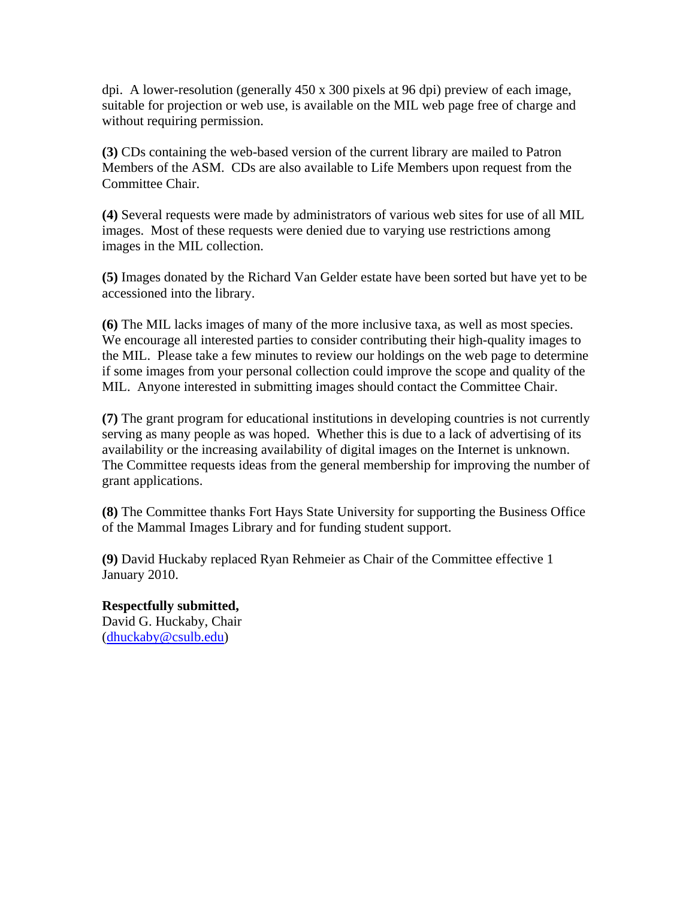dpi. A lower-resolution (generally 450 x 300 pixels at 96 dpi) preview of each image, suitable for projection or web use, is available on the MIL web page free of charge and without requiring permission.

**(3)** CDs containing the web-based version of the current library are mailed to Patron Members of the ASM. CDs are also available to Life Members upon request from the Committee Chair.

**(4)** Several requests were made by administrators of various web sites for use of all MIL images. Most of these requests were denied due to varying use restrictions among images in the MIL collection.

**(5)** Images donated by the Richard Van Gelder estate have been sorted but have yet to be accessioned into the library.

**(6)** The MIL lacks images of many of the more inclusive taxa, as well as most species. We encourage all interested parties to consider contributing their high-quality images to the MIL. Please take a few minutes to review our holdings on the web page to determine if some images from your personal collection could improve the scope and quality of the MIL. Anyone interested in submitting images should contact the Committee Chair.

**(7)** The grant program for educational institutions in developing countries is not currently serving as many people as was hoped. Whether this is due to a lack of advertising of its availability or the increasing availability of digital images on the Internet is unknown. The Committee requests ideas from the general membership for improving the number of grant applications.

**(8)** The Committee thanks Fort Hays State University for supporting the Business Office of the Mammal Images Library and for funding student support.

**(9)** David Huckaby replaced Ryan Rehmeier as Chair of the Committee effective 1 January 2010.

**Respectfully submitted,**
David G. Huckaby, Chair
(dhuckaby@csulb.edu)